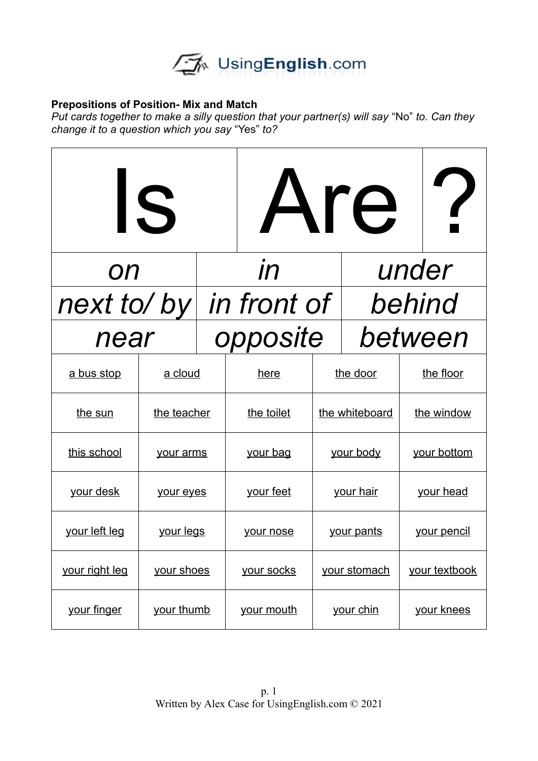**Prepositions of Position- Mix and Match**

*Put cards together to make a silly question that your partner(s) will say* “No” *to. Can they change it to a question which you say* “Yes” *to?*

| Is | Are | ? |
|---|---|---|

| | | |
|---|---|---|
| *on* | *in* | *under* |
| *next to/ by* | *in front of* | *behind* |
| *near* | *opposite* | *between* |

| | | | | |
|---|---|---|---|---|
| a bus stop | a cloud | here | the door | the floor |
| the sun | the teacher | the toilet | the whiteboard | the window |
| this school | your arms | your bag | your body | your bottom |
| your desk | your eyes | your feet | your hair | your head |
| your left leg | your legs | your nose | your pants | your pencil |
| your right leg | your shoes | your socks | your stomach | your textbook |
| your finger | your thumb | your mouth | your chin | your knees |

Written by Alex Case for UsingEnglish.com © 2021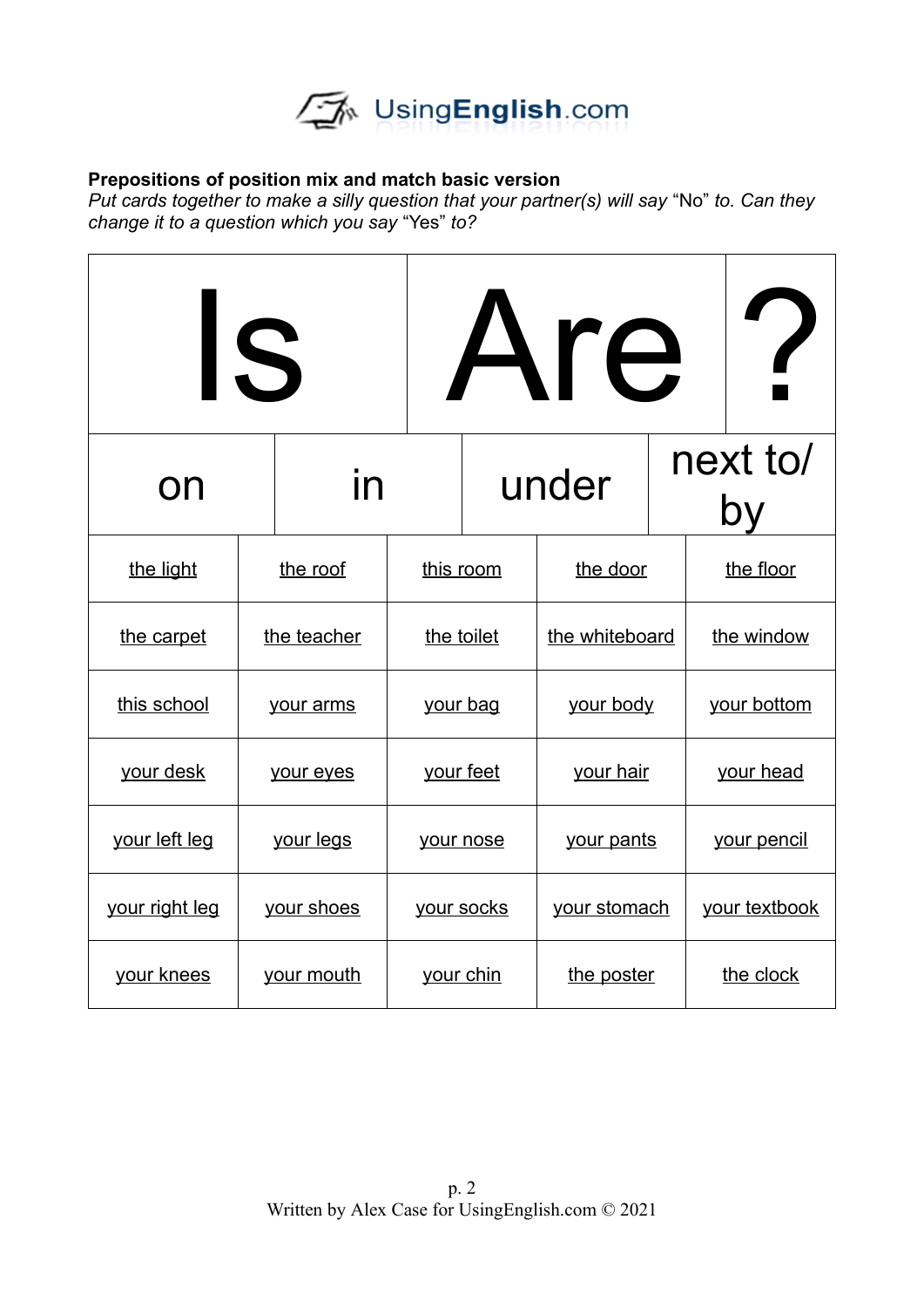UsingEnglish.com

**Prepositions of position mix and match basic version**
*Put cards together to make a silly question that your partner(s) will say* "No" *to. Can they change it to a question which you say* "Yes" *to?*

| | | |
|---|---|---|
| Is | Are | ? |

| | | | |
|---|---|---|---|
| on | in | under | next to/ by |

| | | | | |
|---|---|---|---|---|
| the light | the roof | this room | the door | the floor |
| the carpet | the teacher | the toilet | the whiteboard | the window |
| this school | your arms | your bag | your body | your bottom |
| your desk | your eyes | your feet | your hair | your head |
| your left leg | your legs | your nose | your pants | your pencil |
| your right leg | your shoes | your socks | your stomach | your textbook |
| your knees | your mouth | your chin | the poster | the clock |

Written by Alex Case for UsingEnglish.com © 2021